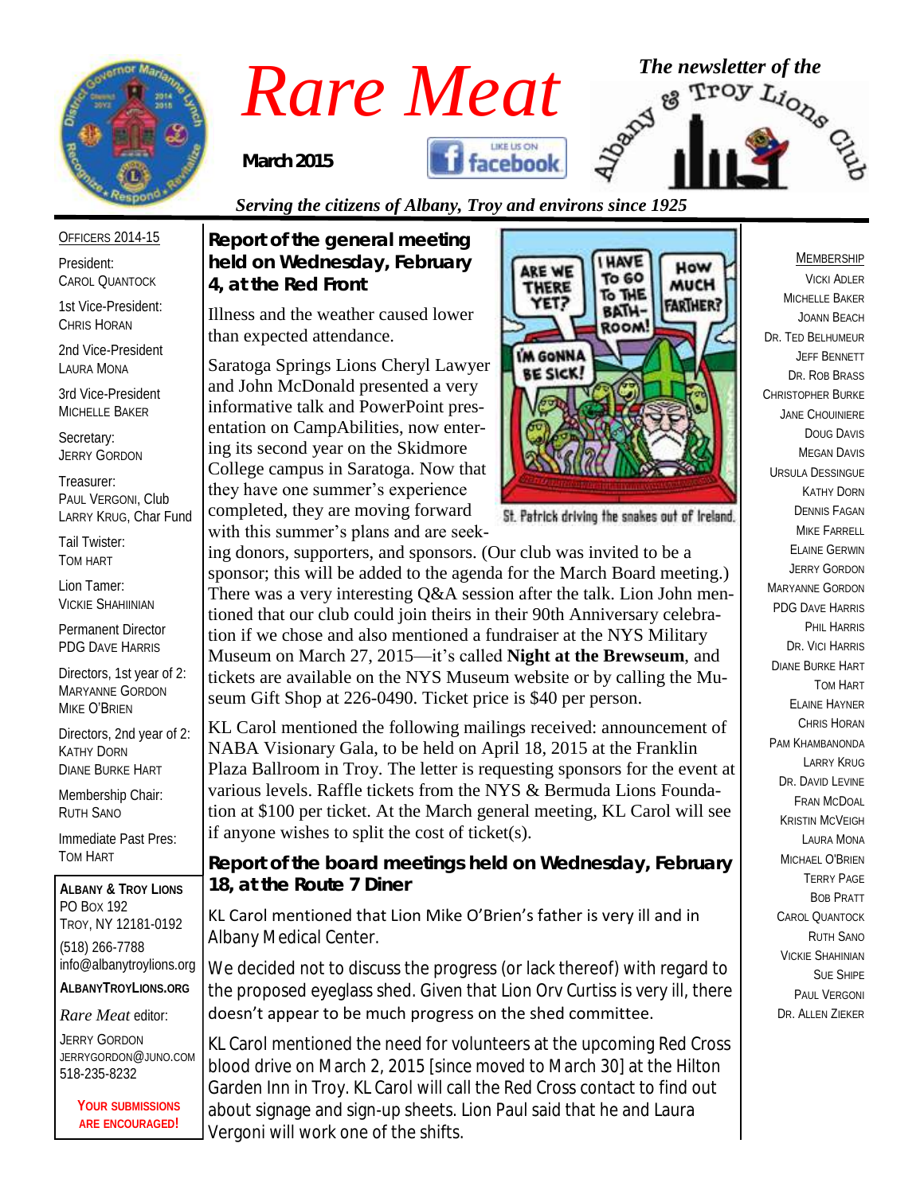# Rare Meat

**March 2015**

*The newsletter of the Albany & Troy Lions Club*

*Serving the citizens of Albany, Troy and environs since 1925*

OFFICERS 2014-15

President:
CAROL QUANTOCK

1st Vice-President:
CHRIS HORAN

2nd Vice-President
LAURA MONA

3rd Vice-President
MICHELLE BAKER

Secretary:
JERRY GORDON

Treasurer:
PAUL VERGONI, Club
LARRY KRUG, Char Fund

Tail Twister:
TOM HART

Lion Tamer:
VICKIE SHAHIINIAN

Permanent Director
PDG DAVE HARRIS

Directors, 1st year of 2:
MARYANNE GORDON
MIKE O'BRIEN

Directors, 2nd year of 2:
KATHY DORN
DIANE BURKE HART

Membership Chair:
RUTH SANO

Immediate Past Pres:
TOM HART

**ALBANY & TROY LIONS**
PO BOX 192
TROY, NY 12181-0192
(518) 266-7788
info@albanytroylions.org

**ALBANYTROYLIONS.ORG**

*Rare Meat* editor:
JERRY GORDON
JERRYGORDON@JUNO.COM
518-235-8232

**YOUR SUBMISSIONS ARE ENCOURAGED!**

## Report of the general meeting held on Wednesday, February 4, at the Red Front

Illness and the weather caused lower than expected attendance.

Saratoga Springs Lions Cheryl Lawyer and John McDonald presented a very informative talk and PowerPoint presentation on CampAbilities, now entering its second year on the Skidmore College campus in Saratoga. Now that they have one summer's experience completed, they are moving forward with this summer's plans and are seeking donors, supporters, and sponsors. (Our club was invited to be a sponsor; this will be added to the agenda for the March Board meeting.) There was a very interesting Q&A session after the talk. Lion John mentioned that our club could join theirs in their 90th Anniversary celebration if we chose and also mentioned a fundraiser at the NYS Military Museum on March 27, 2015—it's called **Night at the Brewseum**, and tickets are available on the NYS Museum website or by calling the Museum Gift Shop at 226-0490. Ticket price is $40 per person.

St. Patrick driving the snakes out of Ireland.

KL Carol mentioned the following mailings received: announcement of NABA Visionary Gala, to be held on April 18, 2015 at the Franklin Plaza Ballroom in Troy. The letter is requesting sponsors for the event at various levels. Raffle tickets from the NYS & Bermuda Lions Foundation at $100 per ticket. At the March general meeting, KL Carol will see if anyone wishes to split the cost of ticket(s).

## Report of the board meetings held on Wednesday, February 18, at the Route 7 Diner

KL Carol mentioned that Lion Mike O'Brien's father is very ill and in Albany Medical Center.

We decided not to discuss the progress (or lack thereof) with regard to the proposed eyeglass shed. Given that Lion Orv Curtiss is very ill, there doesn't appear to be much progress on the shed committee.

KL Carol mentioned the need for volunteers at the upcoming Red Cross blood drive on March 2, 2015 [since moved to March 30] at the Hilton Garden Inn in Troy. KL Carol will call the Red Cross contact to find out about signage and sign-up sheets. Lion Paul said that he and Laura Vergoni will work one of the shifts.

MEMBERSHIP

VICKI ADLER
MICHELLE BAKER
JOANN BEACH
DR. TED BELHUMEUR
JEFF BENNETT
DR. ROB BRASS
CHRISTOPHER BURKE
JANE CHOUINIERE
DOUG DAVIS
MEGAN DAVIS
URSULA DESSINGUE
KATHY DORN
DENNIS FAGAN
MIKE FARRELL
ELAINE GERWIN
JERRY GORDON
MARYANNE GORDON
PDG DAVE HARRIS
PHIL HARRIS
DR. VICI HARRIS
DIANE BURKE HART
TOM HART
ELAINE HAYNER
CHRIS HORAN
PAM KHAMBANONDA
LARRY KRUG
DR. DAVID LEVINE
FRAN MCDOAL
KRISTIN MCVEIGH
LAURA MONA
MICHAEL O'BRIEN
TERRY PAGE
BOB PRATT
CAROL QUANTOCK
RUTH SANO
VICKIE SHAHINIAN
SUE SHIPE
PAUL VERGONI
DR. ALLEN ZIEKER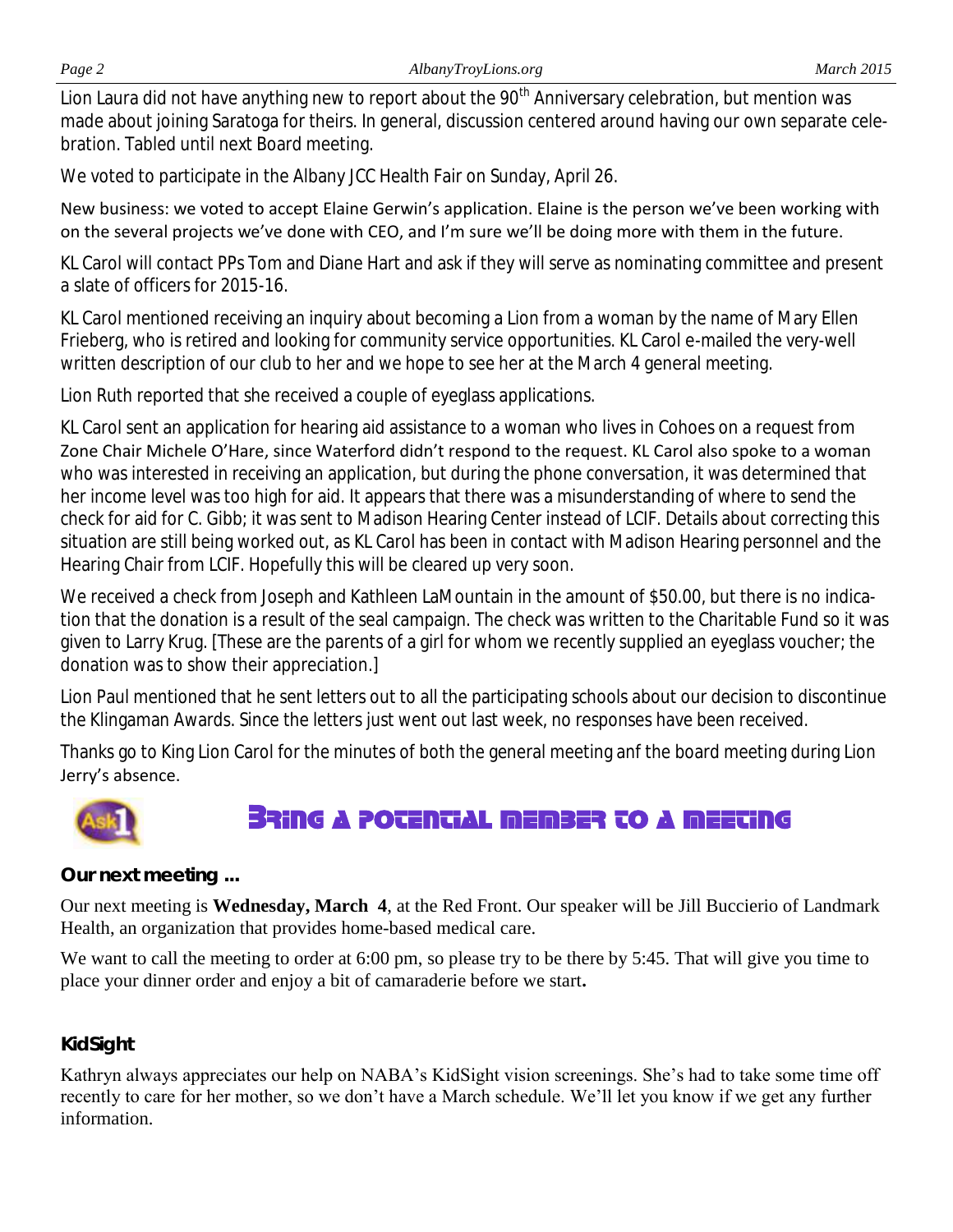Lion Laura did not have anything new to report about the 90th Anniversary celebration, but mention was made about joining Saratoga for theirs. In general, discussion centered around having our own separate celebration. Tabled until next Board meeting.

We voted to participate in the Albany JCC Health Fair on Sunday, April 26.

New business: we voted to accept Elaine Gerwin's application. Elaine is the person we've been working with on the several projects we've done with CEO, and I'm sure we'll be doing more with them in the future.

KL Carol will contact PPs Tom and Diane Hart and ask if they will serve as nominating committee and present a slate of officers for 2015-16.

KL Carol mentioned receiving an inquiry about becoming a Lion from a woman by the name of Mary Ellen Frieberg, who is retired and looking for community service opportunities. KL Carol e-mailed the very-well written description of our club to her and we hope to see her at the March 4 general meeting.

Lion Ruth reported that she received a couple of eyeglass applications.

KL Carol sent an application for hearing aid assistance to a woman who lives in Cohoes on a request from Zone Chair Michele O'Hare, since Waterford didn't respond to the request. KL Carol also spoke to a woman who was interested in receiving an application, but during the phone conversation, it was determined that her income level was too high for aid. It appears that there was a misunderstanding of where to send the check for aid for C. Gibb; it was sent to Madison Hearing Center instead of LCIF. Details about correcting this situation are still being worked out, as KL Carol has been in contact with Madison Hearing personnel and the Hearing Chair from LCIF. Hopefully this will be cleared up very soon.

We received a check from Joseph and Kathleen LaMountain in the amount of $50.00, but there is no indication that the donation is a result of the seal campaign. The check was written to the Charitable Fund so it was given to Larry Krug. [These are the parents of a girl for whom we recently supplied an eyeglass voucher; the donation was to show their appreciation.]

Lion Paul mentioned that he sent letters out to all the participating schools about our decision to discontinue the Klingaman Awards. Since the letters just went out last week, no responses have been received.

Thanks go to King Lion Carol for the minutes of both the general meeting anf the board meeting during Lion Jerry's absence.

## Bring a potential member to a meeting

### Our next meeting ...

Our next meeting is **Wednesday, March 4**, at the Red Front. Our speaker will be Jill Buccierio of Landmark Health, an organization that provides home-based medical care.

We want to call the meeting to order at 6:00 pm, so please try to be there by 5:45. That will give you time to place your dinner order and enjoy a bit of camaraderie before we start.

### KidSight

Kathryn always appreciates our help on NABA's KidSight vision screenings. She's had to take some time off recently to care for her mother, so we don't have a March schedule. We'll let you know if we get any further information.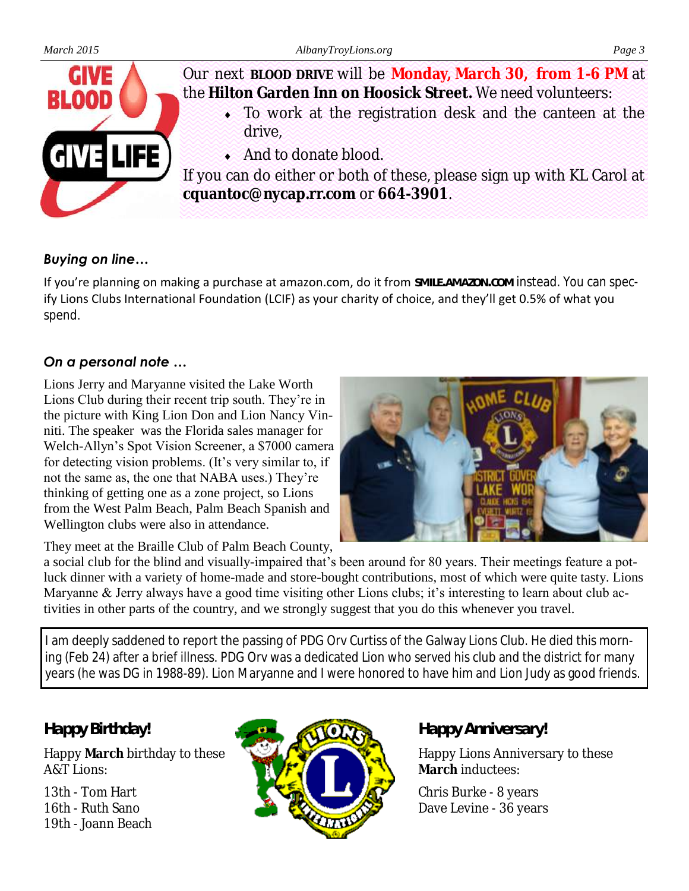Our next **BLOOD DRIVE** will be **Monday, March 30, from 1-6 PM** at the **Hilton Garden Inn on Hoosick Street.** We need volunteers:

- To work at the registration desk and the canteen at the drive,
- And to donate blood.

If you can do either or both of these, please sign up with KL Carol at **cquantoc@nycap.rr.com** or **664-3901**.

### *Buying on line…*

If you're planning on making a purchase at amazon.com, do it from **SMILE.AMAZON.COM** instead. You can specify Lions Clubs International Foundation (LCIF) as your charity of choice, and they'll get 0.5% of what you spend.

### *On a personal note …*

Lions Jerry and Maryanne visited the Lake Worth Lions Club during their recent trip south. They're in the picture with King Lion Don and Lion Nancy Vinniti. The speaker was the Florida sales manager for Welch-Allyn's Spot Vision Screener, a $7000 camera for detecting vision problems. (It's very similar to, if not the same as, the one that NABA uses.) They're thinking of getting one as a zone project, so Lions from the West Palm Beach, Palm Beach Spanish and Wellington clubs were also in attendance.

They meet at the Braille Club of Palm Beach County, a social club for the blind and visually-impaired that's been around for 80 years. Their meetings feature a pot-luck dinner with a variety of home-made and store-bought contributions, most of which were quite tasty. Lions Maryanne & Jerry always have a good time visiting other Lions clubs; it's interesting to learn about club activities in other parts of the country, and we strongly suggest that you do this whenever you travel.

I am deeply saddened to report the passing of PDG Orv Curtiss of the Galway Lions Club. He died this morning (Feb 24) after a brief illness. PDG Orv was a dedicated Lion who served his club and the district for many years (he was DG in 1988-89). Lion Maryanne and I were honored to have him and Lion Judy as good friends.

## Happy Birthday!

Happy **March** birthday to these A&T Lions:

13th - Tom Hart
16th - Ruth Sano
19th - Joann Beach

## Happy Anniversary!

Happy Lions Anniversary to these **March** inductees:

Chris Burke - 8 years
Dave Levine - 36 years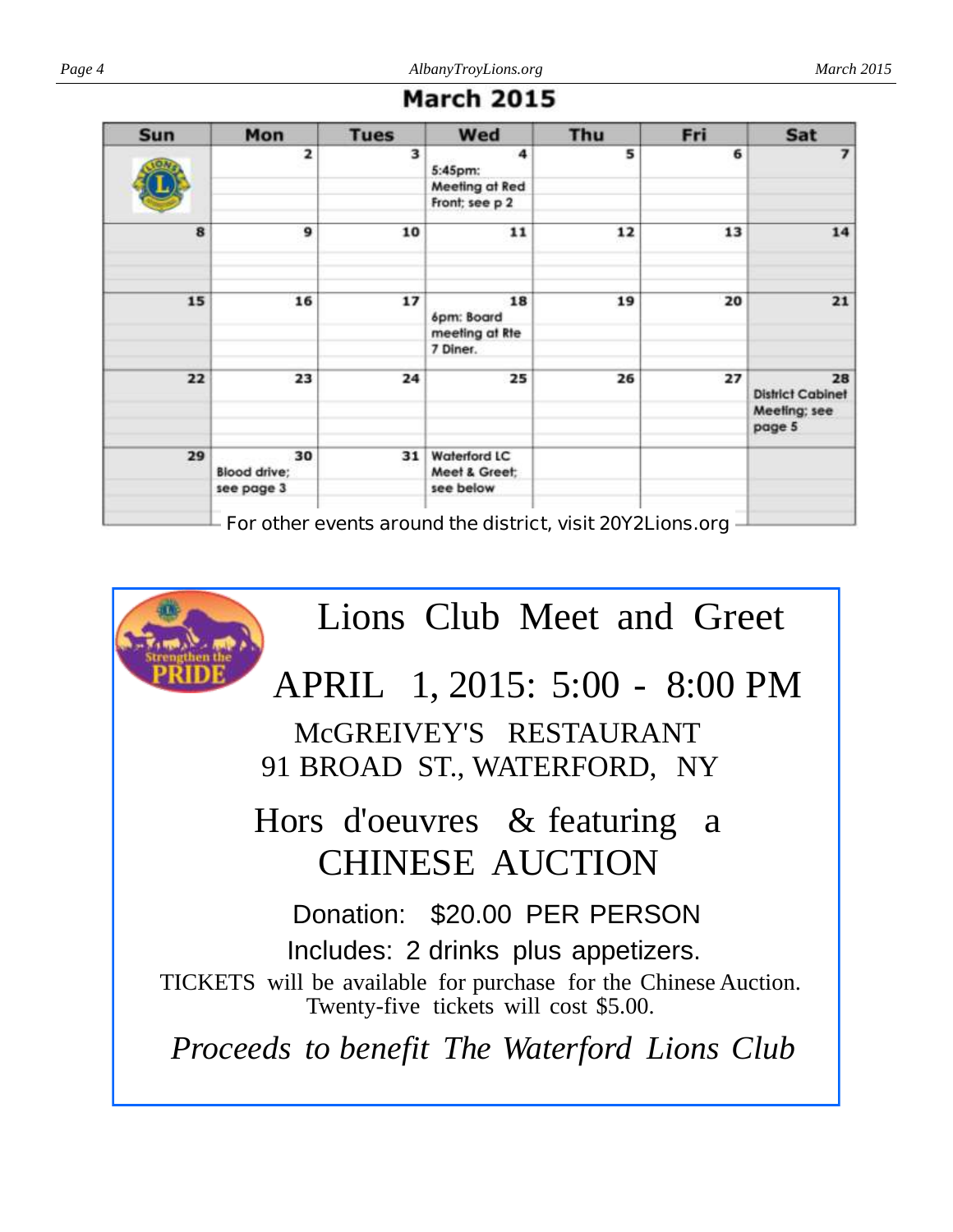## March 2015

| Sun | Mon | Tues | Wed | Thu | Fri | Sat |
|---|---|---|---|---|---|---|
| | 2 | 3 | 4<br>5:45pm: Meeting at Red Front; see p 2 | 5 | 6 | 7 |
| 8 | 9 | 10 | 11 | 12 | 13 | 14 |
| 15 | 16 | 17 | 18<br>6pm: Board meeting at Rte 7 Diner. | 19 | 20 | 21 |
| 22 | 23 | 24 | 25 | 26 | 27 | 28<br>District Cabinet Meeting; see page 5 |
| 29 | 30<br>Blood drive; see page 3 | 31 | Waterford LC Meet & Greet; see below | | | |

For other events around the district, visit 20Y2Lions.org

---

# Lions Club Meet and Greet

## APRIL 1, 2015: 5:00 - 8:00 PM

McGREIVEY'S RESTAURANT
91 BROAD ST., WATERFORD, NY

### Hors d'oeuvres & featuring a CHINESE AUCTION

Donation: $20.00 PER PERSON

Includes: 2 drinks plus appetizers.

TICKETS will be available for purchase for the Chinese Auction. Twenty-five tickets will cost $5.00.

*Proceeds to benefit The Waterford Lions Club*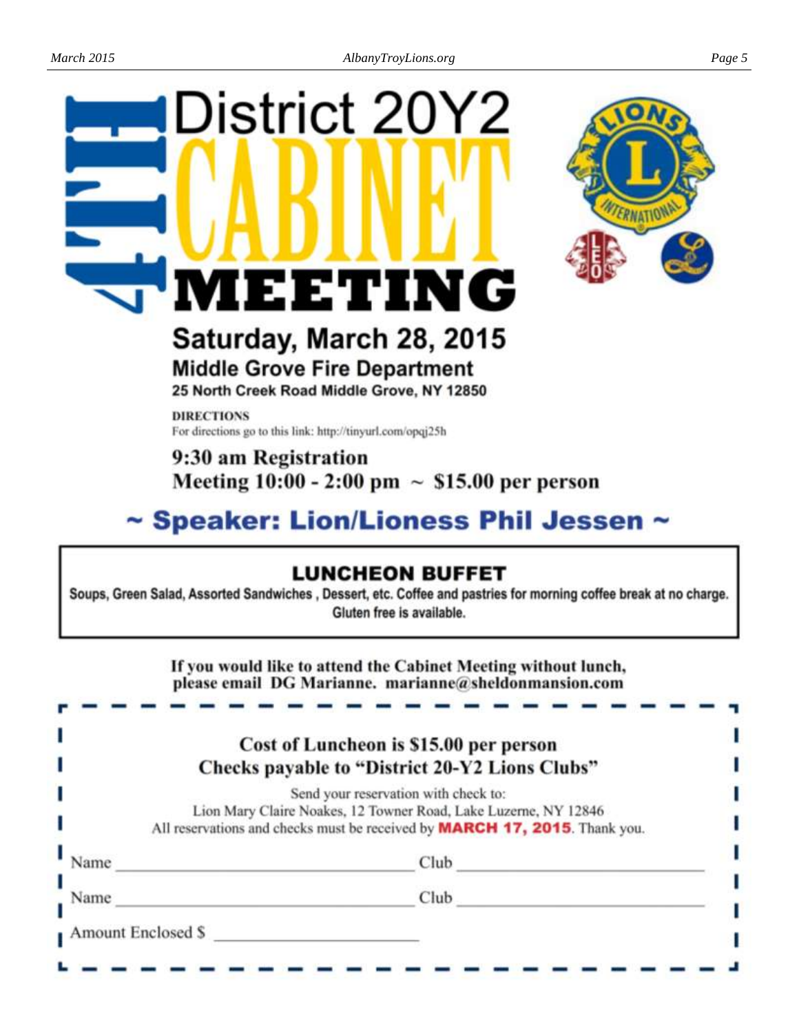# 4TH District 20Y2 CABINET MEETING

## Saturday, March 28, 2015

### Middle Grove Fire Department

**25 North Creek Road Middle Grove, NY 12850**

**DIRECTIONS**
For directions go to this link: http://tinyurl.com/opqj25h

**9:30 am Registration**
**Meeting 10:00 - 2:00 pm ~ $15.00 per person**

## ~ Speaker: Lion/Lioness Phil Jessen ~

### LUNCHEON BUFFET

**Soups, Green Salad, Assorted Sandwiches , Dessert, etc. Coffee and pastries for morning coffee break at no charge. Gluten free is available.**

**If you would like to attend the Cabinet Meeting without lunch, please email DG Marianne. marianne@sheldonmansion.com**

**Cost of Luncheon is $15.00 per person**
**Checks payable to "District 20-Y2 Lions Clubs"**

Send your reservation with check to:
Lion Mary Claire Noakes, 12 Towner Road, Lake Luzerne, NY 12846
All reservations and checks must be received by **MARCH 17, 2015**. Thank you.

Name ______________________ Club ______________________

Name ______________________ Club ______________________

Amount Enclosed $ ______________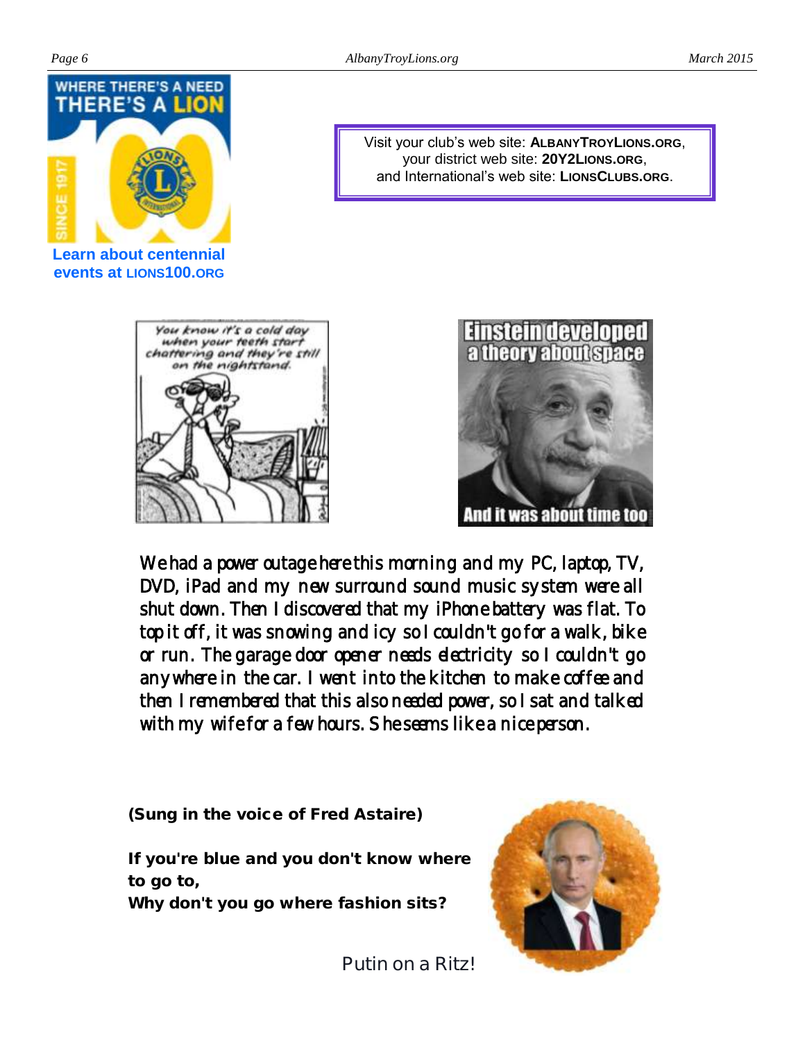Learn about centennial events at LIONS100.ORG

Visit your club's web site: **ALBANYTROYLIONS.ORG**, your district web site: **20Y2LIONS.ORG**, and International's web site: **LIONSCLUBS.ORG**.

We had a power outage here this morning and my PC, laptop, TV, DVD, iPad and my new surround sound music system were all shut down. Then I discovered that my iPhone battery was flat. To top it off, it was snowing and icy so I couldn't go for a walk, bike or run. The garage door opener needs electricity so I couldn't go anywhere in the car. I went into the kitchen to make coffee and then I remembered that this also needed power, so I sat and talked with my wife for a few hours. She seems like a nice person.

**(Sung in the voice of Fred Astaire)**

**If you're blue and you don't know where to go to,**
**Why don't you go where fashion sits?**

Putin on a Ritz!